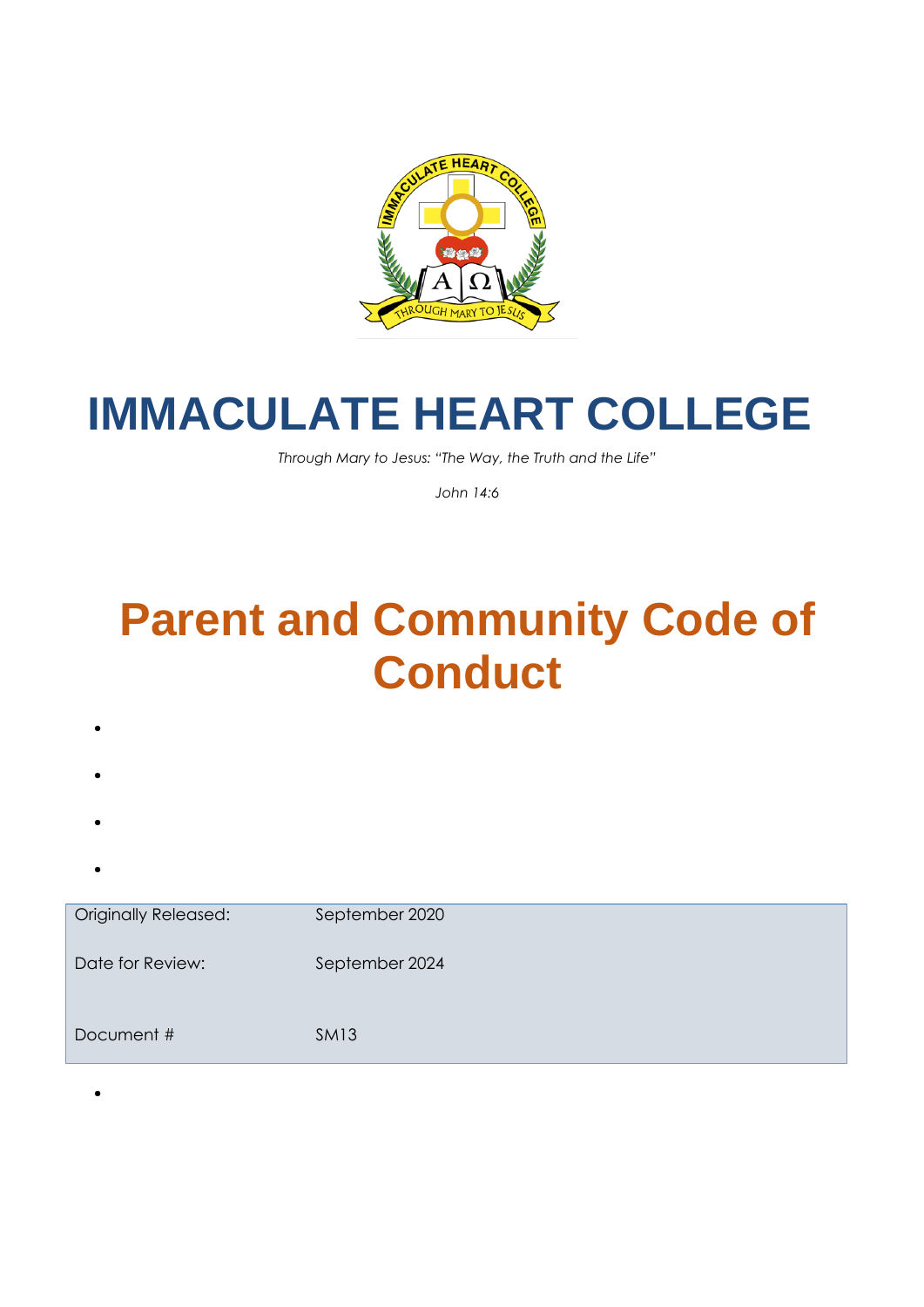# IMMACULATE HEART COLLEGE

*Through Mary to Jesus: "The Way, the Truth and the Life"*

*John 14:6*

# Parent and Community Code of Conduct

| Originally Released: | September 2020 |
| --- | --- |
| Date for Review: | September 2024 |
| Document # | SM13 |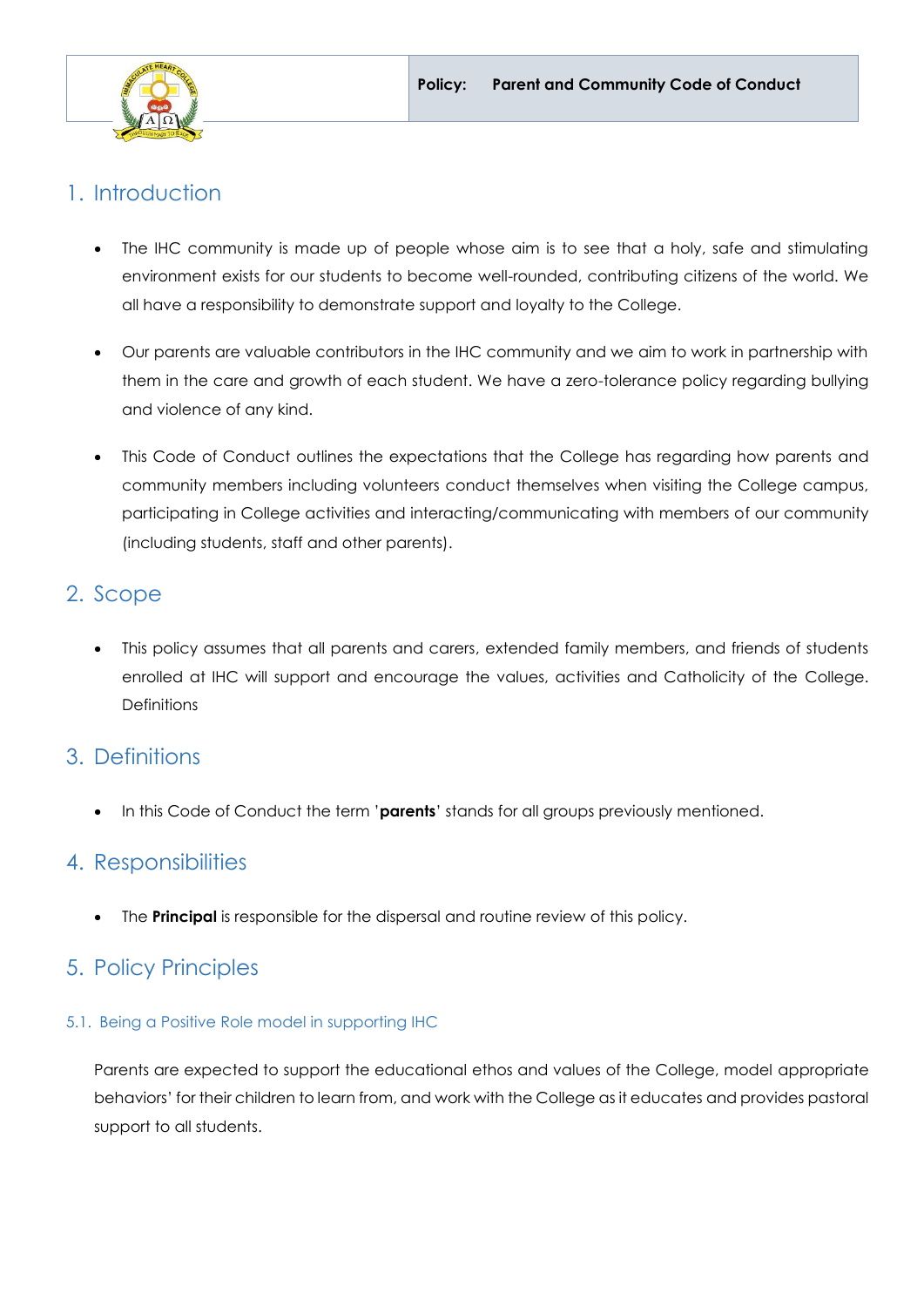**Policy: Parent and Community Code of Conduct**

## 1. Introduction

- The IHC community is made up of people whose aim is to see that a holy, safe and stimulating environment exists for our students to become well-rounded, contributing citizens of the world. We all have a responsibility to demonstrate support and loyalty to the College.
- Our parents are valuable contributors in the IHC community and we aim to work in partnership with them in the care and growth of each student. We have a zero-tolerance policy regarding bullying and violence of any kind.
- This Code of Conduct outlines the expectations that the College has regarding how parents and community members including volunteers conduct themselves when visiting the College campus, participating in College activities and interacting/communicating with members of our community (including students, staff and other parents).

## 2. Scope

- This policy assumes that all parents and carers, extended family members, and friends of students enrolled at IHC will support and encourage the values, activities and Catholicity of the College. Definitions

## 3. Definitions

- In this Code of Conduct the term '**parents**' stands for all groups previously mentioned.

## 4. Responsibilities

- The **Principal** is responsible for the dispersal and routine review of this policy.

## 5. Policy Principles

### 5.1. Being a Positive Role model in supporting IHC

Parents are expected to support the educational ethos and values of the College, model appropriate behaviors' for their children to learn from, and work with the College as it educates and provides pastoral support to all students.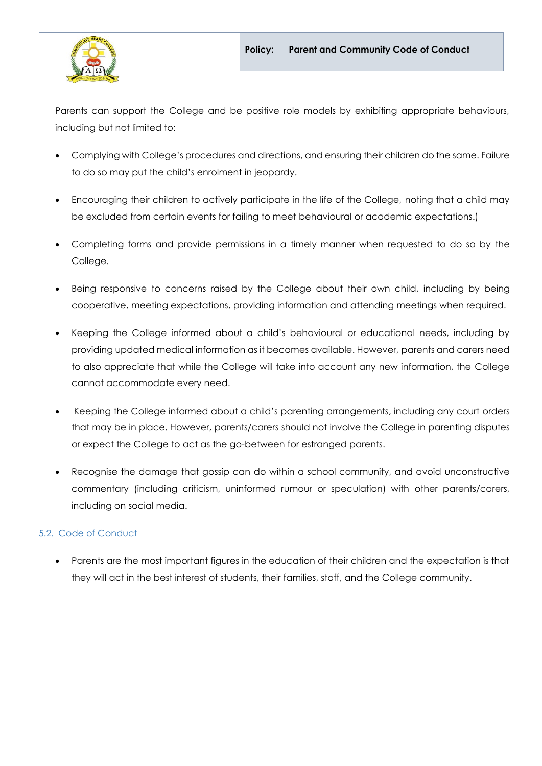Parents can support the College and be positive role models by exhibiting appropriate behaviours, including but not limited to:

- Complying with College's procedures and directions, and ensuring their children do the same. Failure to do so may put the child's enrolment in jeopardy.
- Encouraging their children to actively participate in the life of the College, noting that a child may be excluded from certain events for failing to meet behavioural or academic expectations.)
- Completing forms and provide permissions in a timely manner when requested to do so by the College.
- Being responsive to concerns raised by the College about their own child, including by being cooperative, meeting expectations, providing information and attending meetings when required.
- Keeping the College informed about a child's behavioural or educational needs, including by providing updated medical information as it becomes available. However, parents and carers need to also appreciate that while the College will take into account any new information, the College cannot accommodate every need.
- Keeping the College informed about a child's parenting arrangements, including any court orders that may be in place. However, parents/carers should not involve the College in parenting disputes or expect the College to act as the go-between for estranged parents.
- Recognise the damage that gossip can do within a school community, and avoid unconstructive commentary (including criticism, uninformed rumour or speculation) with other parents/carers, including on social media.

### 5.2. Code of Conduct

- Parents are the most important figures in the education of their children and the expectation is that they will act in the best interest of students, their families, staff, and the College community.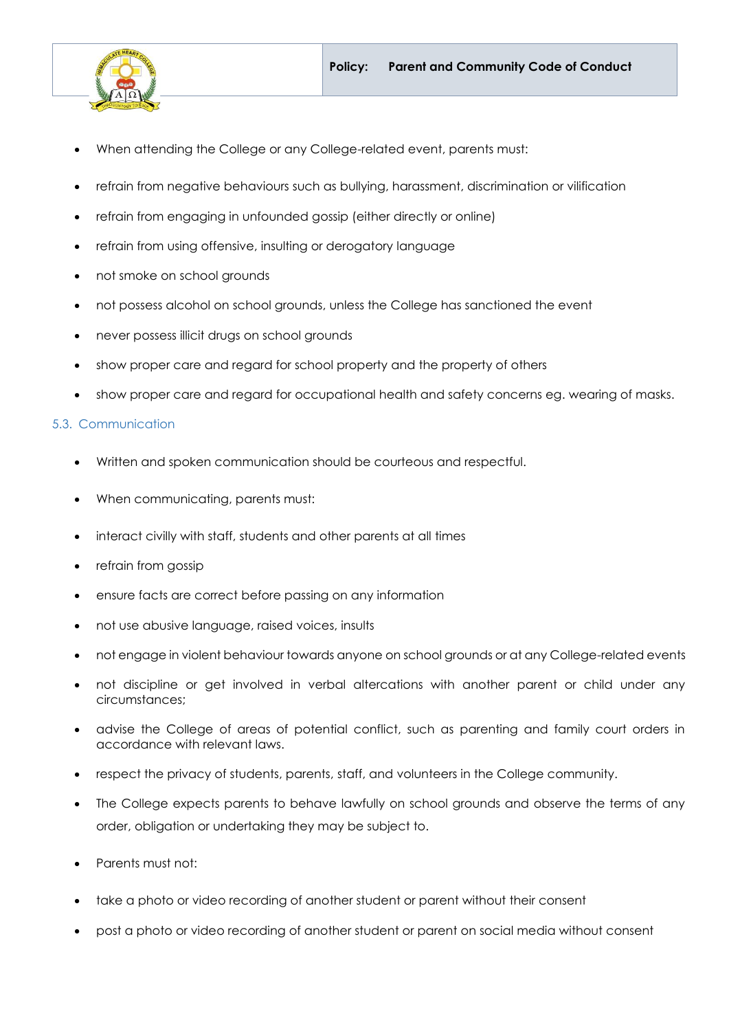- When attending the College or any College-related event, parents must:
- refrain from negative behaviours such as bullying, harassment, discrimination or vilification
- refrain from engaging in unfounded gossip (either directly or online)
- refrain from using offensive, insulting or derogatory language
- not smoke on school grounds
- not possess alcohol on school grounds, unless the College has sanctioned the event
- never possess illicit drugs on school grounds
- show proper care and regard for school property and the property of others
- show proper care and regard for occupational health and safety concerns eg. wearing of masks.

### 5.3. Communication

- Written and spoken communication should be courteous and respectful.
- When communicating, parents must:
- interact civilly with staff, students and other parents at all times
- refrain from gossip
- ensure facts are correct before passing on any information
- not use abusive language, raised voices, insults
- not engage in violent behaviour towards anyone on school grounds or at any College-related events
- not discipline or get involved in verbal altercations with another parent or child under any circumstances;
- advise the College of areas of potential conflict, such as parenting and family court orders in accordance with relevant laws.
- respect the privacy of students, parents, staff, and volunteers in the College community.
- The College expects parents to behave lawfully on school grounds and observe the terms of any order, obligation or undertaking they may be subject to.
- Parents must not:
- take a photo or video recording of another student or parent without their consent
- post a photo or video recording of another student or parent on social media without consent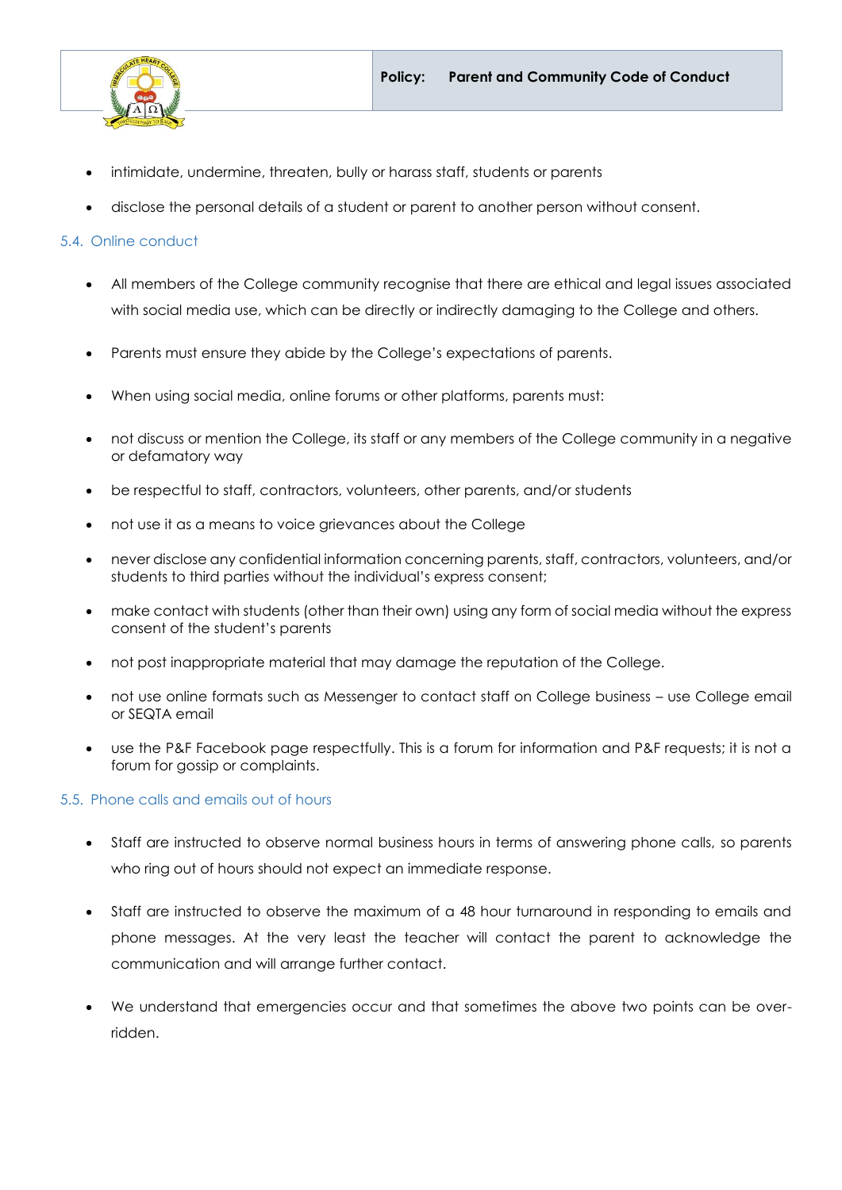- intimidate, undermine, threaten, bully or harass staff, students or parents
- disclose the personal details of a student or parent to another person without consent.

### 5.4. Online conduct

- All members of the College community recognise that there are ethical and legal issues associated with social media use, which can be directly or indirectly damaging to the College and others.
- Parents must ensure they abide by the College's expectations of parents.
- When using social media, online forums or other platforms, parents must:
- not discuss or mention the College, its staff or any members of the College community in a negative or defamatory way
- be respectful to staff, contractors, volunteers, other parents, and/or students
- not use it as a means to voice grievances about the College
- never disclose any confidential information concerning parents, staff, contractors, volunteers, and/or students to third parties without the individual's express consent;
- make contact with students (other than their own) using any form of social media without the express consent of the student's parents
- not post inappropriate material that may damage the reputation of the College.
- not use online formats such as Messenger to contact staff on College business – use College email or SEQTA email
- use the P&F Facebook page respectfully. This is a forum for information and P&F requests; it is not a forum for gossip or complaints.

### 5.5. Phone calls and emails out of hours

- Staff are instructed to observe normal business hours in terms of answering phone calls, so parents who ring out of hours should not expect an immediate response.
- Staff are instructed to observe the maximum of a 48 hour turnaround in responding to emails and phone messages. At the very least the teacher will contact the parent to acknowledge the communication and will arrange further contact.
- We understand that emergencies occur and that sometimes the above two points can be over-ridden.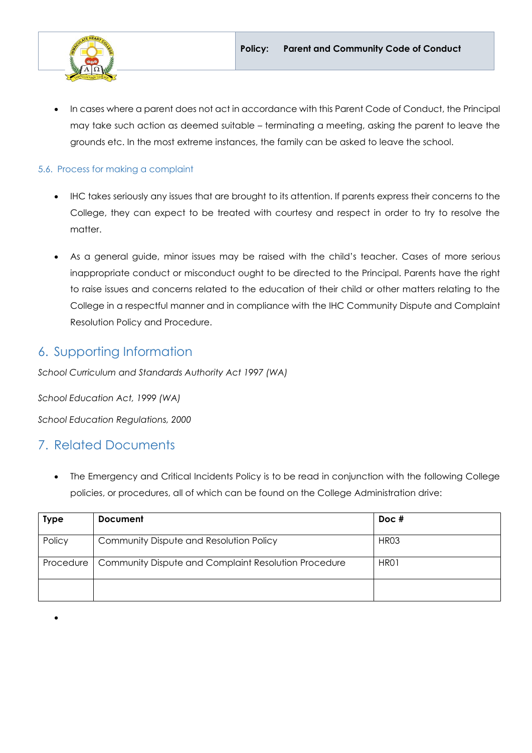- In cases where a parent does not act in accordance with this Parent Code of Conduct, the Principal may take such action as deemed suitable – terminating a meeting, asking the parent to leave the grounds etc. In the most extreme instances, the family can be asked to leave the school.

### 5.6. Process for making a complaint

- IHC takes seriously any issues that are brought to its attention. If parents express their concerns to the College, they can expect to be treated with courtesy and respect in order to try to resolve the matter.

- As a general guide, minor issues may be raised with the child's teacher. Cases of more serious inappropriate conduct or misconduct ought to be directed to the Principal. Parents have the right to raise issues and concerns related to the education of their child or other matters relating to the College in a respectful manner and in compliance with the IHC Community Dispute and Complaint Resolution Policy and Procedure.

## 6. Supporting Information

*School Curriculum and Standards Authority Act 1997 (WA)*

*School Education Act, 1999 (WA)*

*School Education Regulations, 2000*

## 7. Related Documents

- The Emergency and Critical Incidents Policy is to be read in conjunction with the following College policies, or procedures, all of which can be found on the College Administration drive:

| Type | Document | Doc # |
| --- | --- | --- |
| Policy | Community Dispute and Resolution Policy | HR03 |
| Procedure | Community Dispute and Complaint Resolution Procedure | HR01 |
| | | |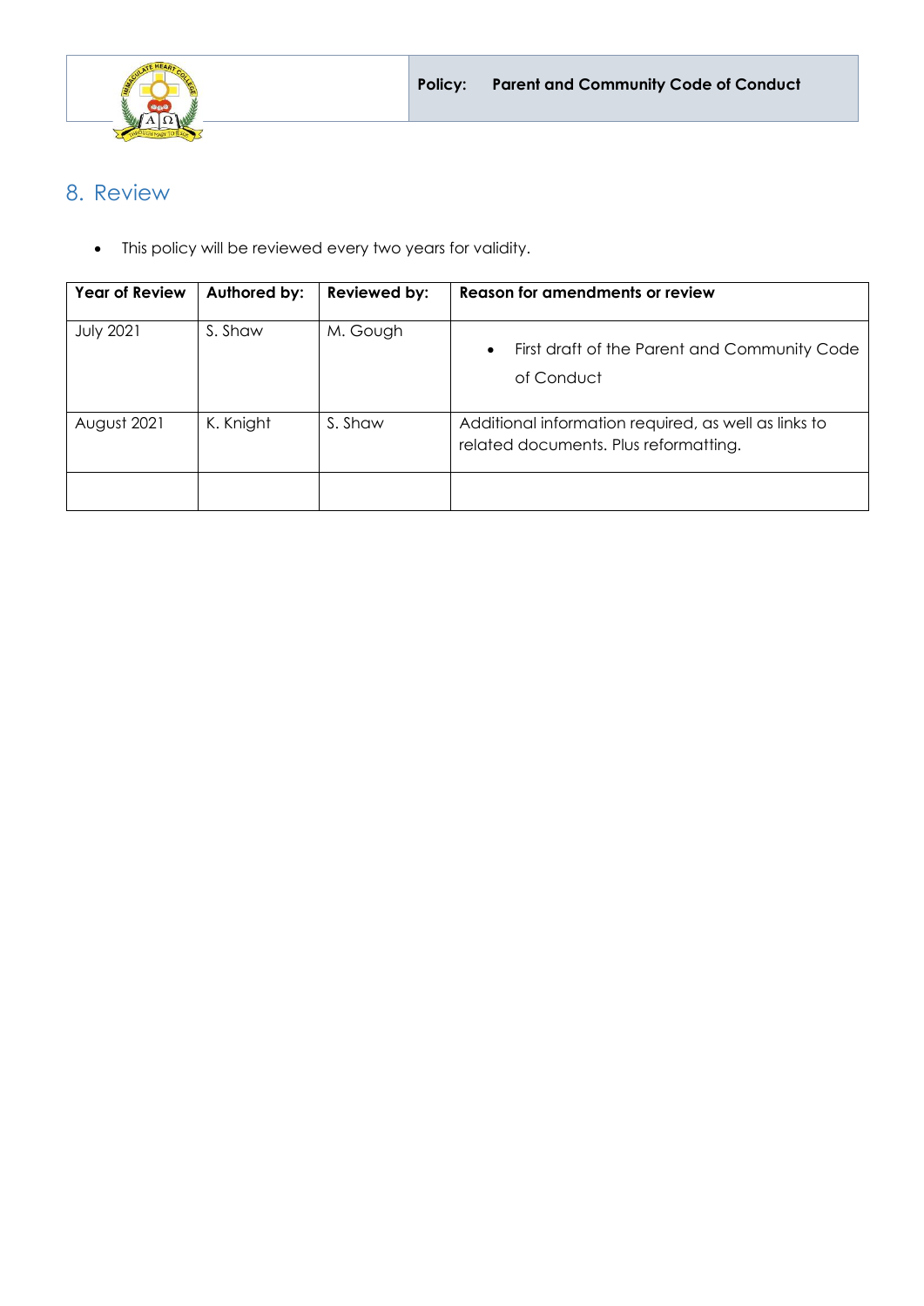## 8. Review

- This policy will be reviewed every two years for validity.

| Year of Review | Authored by: | Reviewed by: | Reason for amendments or review |
|---|---|---|---|
| July 2021 | S. Shaw | M. Gough | • First draft of the Parent and Community Code of Conduct |
| August 2021 | K. Knight | S. Shaw | Additional information required, as well as links to related documents. Plus reformatting. |
| | | | |